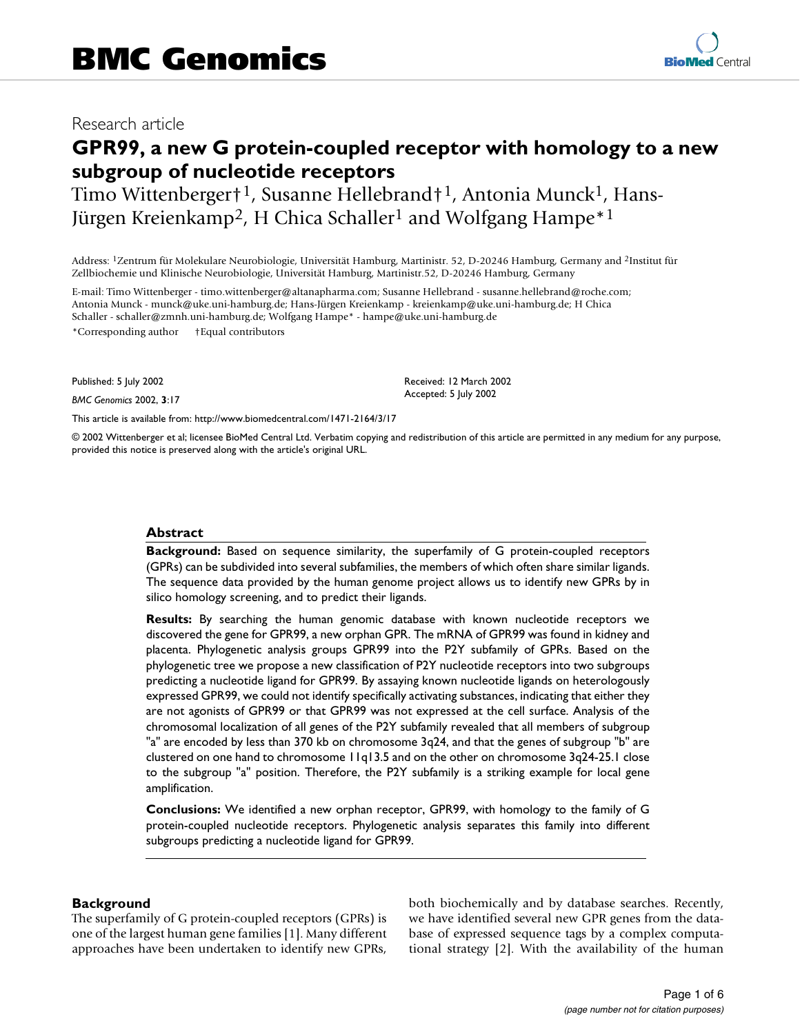# BMC Genomics

Research article

## GPR99, a new G protein-coupled receptor with homology to a new subgroup of nucleotide receptors

Timo Wittenberger†[1], Susanne Hellebrand†[1], Antonia Munck[1], Hans-Jürgen Kreienkamp[2], H Chica Schaller[1] and Wolfgang Hampe*[1]

Address: [1]Zentrum für Molekulare Neurobiologie, Universität Hamburg, Martinistr. 52, D-20246 Hamburg, Germany and [2]Institut für Zellbiochemie und Klinische Neurobiologie, Universität Hamburg, Martinistr.52, D-20246 Hamburg, Germany

E-mail: Timo Wittenberger - timo.wittenberger@altanapharma.com; Susanne Hellebrand - susanne.hellebrand@roche.com; Antonia Munck - munck@uke.uni-hamburg.de; Hans-Jürgen Kreienkamp - kreienkamp@uke.uni-hamburg.de; H Chica Schaller - schaller@zmnh.uni-hamburg.de; Wolfgang Hampe* - hampe@uke.uni-hamburg.de

*Corresponding author †Equal contributors

Published: 5 July 2002

*BMC Genomics* 2002, **3**:17

Received: 12 March 2002
Accepted: 5 July 2002

This article is available from: http://www.biomedcentral.com/1471-2164/3/17

© 2002 Wittenberger et al; licensee BioMed Central Ltd. Verbatim copying and redistribution of this article are permitted in any medium for any purpose, provided this notice is preserved along with the article's original URL.

### Abstract

**Background:** Based on sequence similarity, the superfamily of G protein-coupled receptors (GPRs) can be subdivided into several subfamilies, the members of which often share similar ligands. The sequence data provided by the human genome project allows us to identify new GPRs by in silico homology screening, and to predict their ligands.

**Results:** By searching the human genomic database with known nucleotide receptors we discovered the gene for GPR99, a new orphan GPR. The mRNA of GPR99 was found in kidney and placenta. Phylogenetic analysis groups GPR99 into the P2Y subfamily of GPRs. Based on the phylogenetic tree we propose a new classification of P2Y nucleotide receptors into two subgroups predicting a nucleotide ligand for GPR99. By assaying known nucleotide ligands on heterologously expressed GPR99, we could not identify specifically activating substances, indicating that either they are not agonists of GPR99 or that GPR99 was not expressed at the cell surface. Analysis of the chromosomal localization of all genes of the P2Y subfamily revealed that all members of subgroup "a" are encoded by less than 370 kb on chromosome 3q24, and that the genes of subgroup "b" are clustered on one hand to chromosome 11q13.5 and on the other on chromosome 3q24-25.1 close to the subgroup "a" position. Therefore, the P2Y subfamily is a striking example for local gene amplification.

**Conclusions:** We identified a new orphan receptor, GPR99, with homology to the family of G protein-coupled nucleotide receptors. Phylogenetic analysis separates this family into different subgroups predicting a nucleotide ligand for GPR99.

### Background

The superfamily of G protein-coupled receptors (GPRs) is one of the largest human gene families [1]. Many different approaches have been undertaken to identify new GPRs, both biochemically and by database searches. Recently, we have identified several new GPR genes from the database of expressed sequence tags by a complex computational strategy [2]. With the availability of the human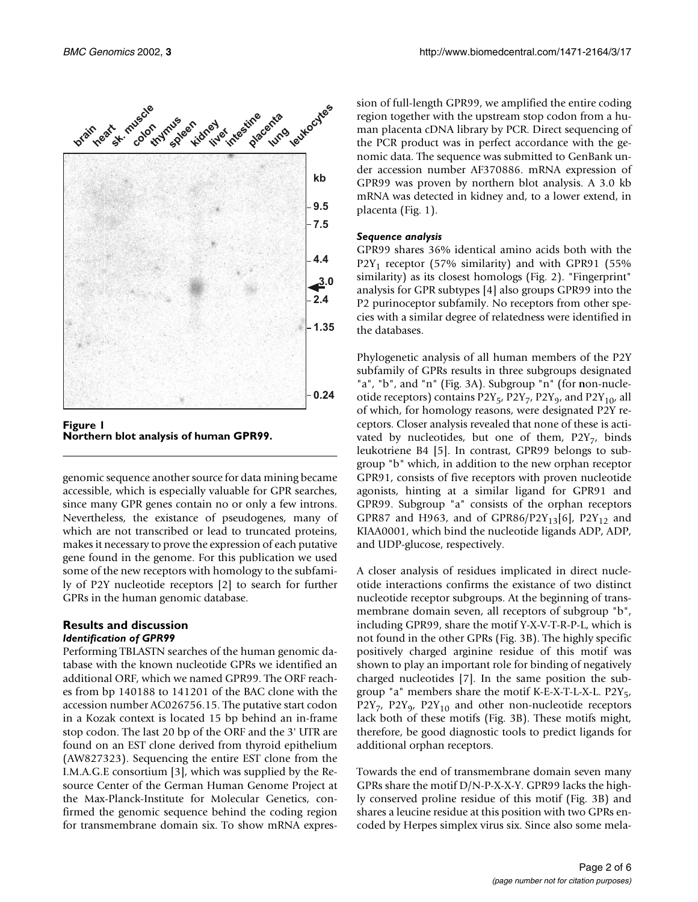**Figure 1**
**Northern blot analysis of human GPR99.**

genomic sequence another source for data mining became accessible, which is especially valuable for GPR searches, since many GPR genes contain no or only a few introns. Nevertheless, the existance of pseudogenes, many of which are not transcribed or lead to truncated proteins, makes it necessary to prove the expression of each putative gene found in the genome. For this publication we used some of the new receptors with homology to the subfamily of P2Y nucleotide receptors [2] to search for further GPRs in the human genomic database.

## Results and discussion

### *Identification of GPR99*

Performing TBLASTN searches of the human genomic database with the known nucleotide GPRs we identified an additional ORF, which we named GPR99. The ORF reaches from bp 140188 to 141201 of the BAC clone with the accession number AC026756.15. The putative start codon in a Kozak context is located 15 bp behind an in-frame stop codon. The last 20 bp of the ORF and the 3' UTR are found on an EST clone derived from thyroid epithelium (AW827323). Sequencing the entire EST clone from the I.M.A.G.E consortium [3], which was supplied by the Resource Center of the German Human Genome Project at the Max-Planck-Institute for Molecular Genetics, confirmed the genomic sequence behind the coding region for transmembrane domain six. To show mRNA expression of full-length GPR99, we amplified the entire coding region together with the upstream stop codon from a human placenta cDNA library by PCR. Direct sequencing of the PCR product was in perfect accordance with the genomic data. The sequence was submitted to GenBank under accession number AF370886. mRNA expression of GPR99 was proven by northern blot analysis. A 3.0 kb mRNA was detected in kidney and, to a lower extend, in placenta (Fig. 1).

### *Sequence analysis*

GPR99 shares 36% identical amino acids both with the $P2Y_1$ receptor (57% similarity) and with GPR91 (55% similarity) as its closest homologs (Fig. 2). "Fingerprint" analysis for GPR subtypes [4] also groups GPR99 into the P2 purinoceptor subfamily. No receptors from other species with a similar degree of relatedness were identified in the databases.

Phylogenetic analysis of all human members of the P2Y subfamily of GPRs results in three subgroups designated "a", "b", and "n" (Fig. 3A). Subgroup "n" (for **n**on-nucleotide receptors) contains $P2Y_5$, $P2Y_7$, $P2Y_9$, and $P2Y_{10}$, all of which, for homology reasons, were designated P2Y receptors. Closer analysis revealed that none of these is activated by nucleotides, but one of them, $P2Y_7$, binds leukotriene B4 [5]. In contrast, GPR99 belongs to subgroup "b" which, in addition to the new orphan receptor GPR91, consists of five receptors with proven nucleotide agonists, hinting at a similar ligand for GPR91 and GPR99. Subgroup "a" consists of the orphan receptors GPR87 and H963, and of GPR86/$P2Y_{13}$[6], $P2Y_{12}$ and KIAA0001, which bind the nucleotide ligands ADP, ADP, and UDP-glucose, respectively.

A closer analysis of residues implicated in direct nucleotide interactions confirms the existance of two distinct nucleotide receptor subgroups. At the beginning of transmembrane domain seven, all receptors of subgroup "b", including GPR99, share the motif Y-X-V-T-R-P-L, which is not found in the other GPRs (Fig. 3B). The highly specific positively charged arginine residue of this motif was shown to play an important role for binding of negatively charged nucleotides [7]. In the same position the subgroup "a" members share the motif K-E-X-T-L-X-L. $P2Y_5$, $P2Y_7$, $P2Y_9$, $P2Y_{10}$ and other non-nucleotide receptors lack both of these motifs (Fig. 3B). These motifs might, therefore, be good diagnostic tools to predict ligands for additional orphan receptors.

Towards the end of transmembrane domain seven many GPRs share the motif D/N-P-X-X-Y. GPR99 lacks the highly conserved proline residue of this motif (Fig. 3B) and shares a leucine residue at this position with two GPRs encoded by Herpes simplex virus six. Since also some mela-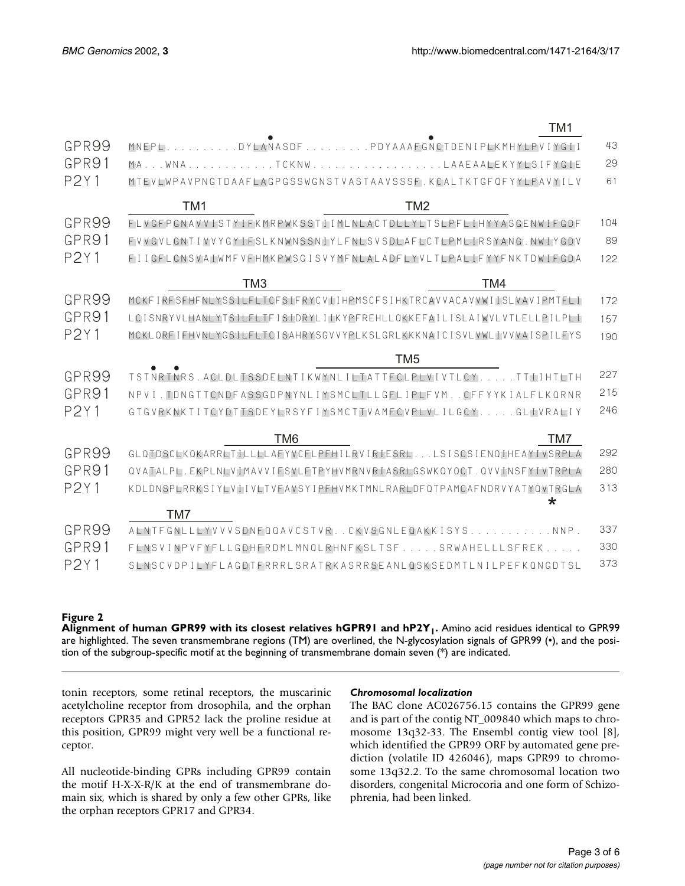```
                                                                              TM1
GPR99  MNEPL..........DYLANASDF.........PDYAAAFGNCTDENIPLKMHYLPVIYGII      43
GPR91  MA...WNA.............TCKNW..................LAAEAALEKYYLSIFYGIE      29
P2Y1   MTEVLWPAVPNGTDAAFLAGPGSSWGNSTVASTAAVSSSF.KCALTKTGFQFYYLPAVYILV      61

              TM1                              TM2
GPR99  FLVGFPGNAVVISTYIFKMRPWKSSTIIMLNLACTDLLYLTSLPFLIHYYASGENWIFGDF      104
GPR91  FVVGVLGNTIVVYGYIFSLKNWNSSNIYLFNLSVSDLAFLCTLPMLIRSYANG.NWIYGDV      89
P2Y1   FIIGFLGNSVAIWMFVFHMKPWSGISVYMFNLALADFLYVLTLPALIFYYFNKTDWIFGDA      122

                 TM3                                   TM4
GPR99  MCKFIRFSFHFNLYSSILFLTCFSIFRYCVIIHPMSCFSIHKTRCAVVACAVVWIISLVAVIPMTFLI      172
GPR91  LCISNRYVLHANLYTSILFLTFISIDRYLIIKYPFREHLLQKKEFAILISLAIWVLVTLELLPILPLI      157
P2Y1   MCKLQRFIFHVNLYGSILFLTCISAHRYSGVVYPLKSLGRLKKKNAICISVLVWLIVVVAISPILFYS      190

                                           TM5
GPR99  TSTNRTNRS.ACLDLTSSDELNTIKWYNLILTATTFCLPLVIVTLCY.....TTIIHTLTH      227
GPR91  NPVI.TDNGTTCNDFASSGDPNYNLIYSMCLTLLGFLIPLFVM..CFFYYKIALFLKQRNR      215
P2Y1   GTGVRKNKTITCYDTTSDEYLRSYFIYSMCTTVAMFCVPLVLILGCY.....GLIVRALIY      246

                         TM6                                      TM7
GPR99  GLQTDSCLKQKARRLTILLLLAFYVCFLPFHILRVIRIESRL...LSISCSIENQIHEAYIVSRPLA      292
GPR91  QVATALPL.EKPLNLVIMAVVIFSVLFTPYHVMRNVRIASRLGSWKQYQCT.QVVINSFYIVTRPLA      280
P2Y1   KDLDNSPLRRKSIYLVIIVLTVFAVSYIPFHVMKTMNLRARLDFQTPAMCAFNDRVYATYQVTRGLA      313
                                                                      *
           TM7
GPR99  ALNTFGNLLLYVVVSDNFQQAVCSTVR..CKVSGNLEQAKKISYS...........NNP.      337
GPR91  FLNSVINPVFYFLLGDHFRDMLMNQLRHNFKSLTSF.....SRWAHELLLSFREK.....      330
P2Y1   SLNSCVDPILYFLAGDTFRRRLSRATRKASRRSEANLQSKSEDMTLNILPEFKQNGDTSL      373
```

**Figure 2**
**Alignment of human GPR99 with its closest relatives hGPR91 and hP2Y$_1$.** Amino acid residues identical to GPR99 are highlighted. The seven transmembrane regions (TM) are overlined, the N-glycosylation signals of GPR99 (•), and the position of the subgroup-specific motif at the beginning of transmembrane domain seven (*) are indicated.

tonin receptors, some retinal receptors, the muscarinic acetylcholine receptor from drosophila, and the orphan receptors GPR35 and GPR52 lack the proline residue at this position, GPR99 might very well be a functional receptor.

All nucleotide-binding GPRs including GPR99 contain the motif H-X-X-R/K at the end of transmembrane domain six, which is shared by only a few other GPRs, like the orphan receptors GPR17 and GPR34.

### *Chromosomal localization*

The BAC clone AC026756.15 contains the GPR99 gene and is part of the contig NT_009840 which maps to chromosome 13q32-33. The Ensembl contig view tool [8], which identified the GPR99 ORF by automated gene prediction (volatile ID 426046), maps GPR99 to chromosome 13q32.2. To the same chromosomal location two disorders, congenital Microcoria and one form of Schizophrenia, had been linked.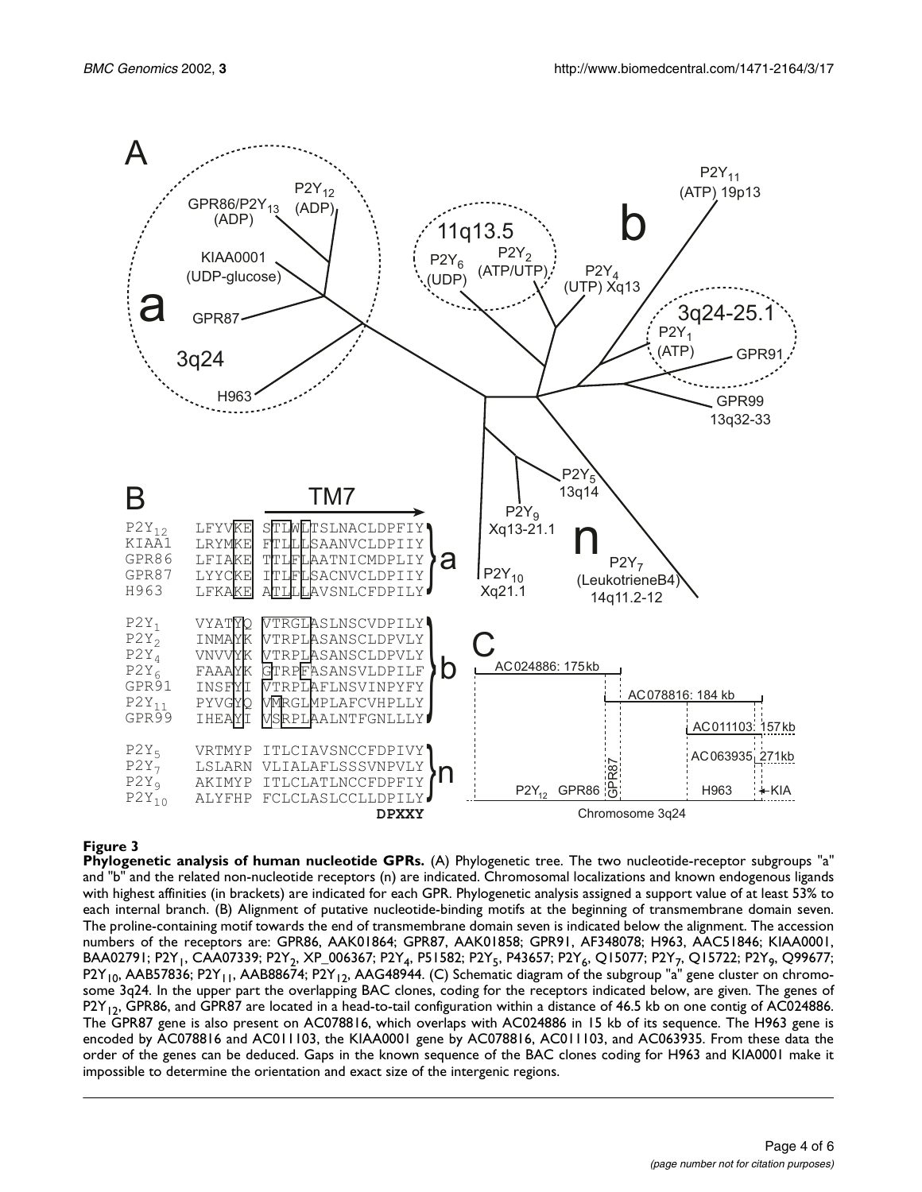**Figure 3**

**Phylogenetic analysis of human nucleotide GPRs.** (A) Phylogenetic tree. The two nucleotide-receptor subgroups "a" and "b" and the related non-nucleotide receptors (n) are indicated. Chromosomal localizations and known endogenous ligands with highest affinities (in brackets) are indicated for each GPR. Phylogenetic analysis assigned a support value of at least 53% to each internal branch. (B) Alignment of putative nucleotide-binding motifs at the beginning of transmembrane domain seven. The proline-containing motif towards the end of transmembrane domain seven is indicated below the alignment. The accession numbers of the receptors are: GPR86, AAK01864; GPR87, AAK01858; GPR91, AF348078; H963, AAC51846; KIAA0001, BAA02791; $P2Y_1$, CAA07339; $P2Y_2$, XP_006367; $P2Y_4$, P51582; $P2Y_5$, P43657; $P2Y_6$, Q15077; $P2Y_7$, Q15722; $P2Y_9$, Q99677; $P2Y_{10}$, AAB57836; $P2Y_{11}$, AAB88674; $P2Y_{12}$, AAG48944. (C) Schematic diagram of the subgroup "a" gene cluster on chromosome 3q24. In the upper part the overlapping BAC clones, coding for the receptors indicated below, are given. The genes of $P2Y_{12}$, GPR86, and GPR87 are located in a head-to-tail configuration within a distance of 46.5 kb on one contig of AC024886. The GPR87 gene is also present on AC078816, which overlaps with AC024886 in 15 kb of its sequence. The H963 gene is encoded by AC078816 and AC011103, the KIAA0001 gene by AC078816, AC011103, and AC063935. From these data the order of the genes can be deduced. Gaps in the known sequence of the BAC clones coding for H963 and KIA0001 make it impossible to determine the orientation and exact size of the intergenic regions.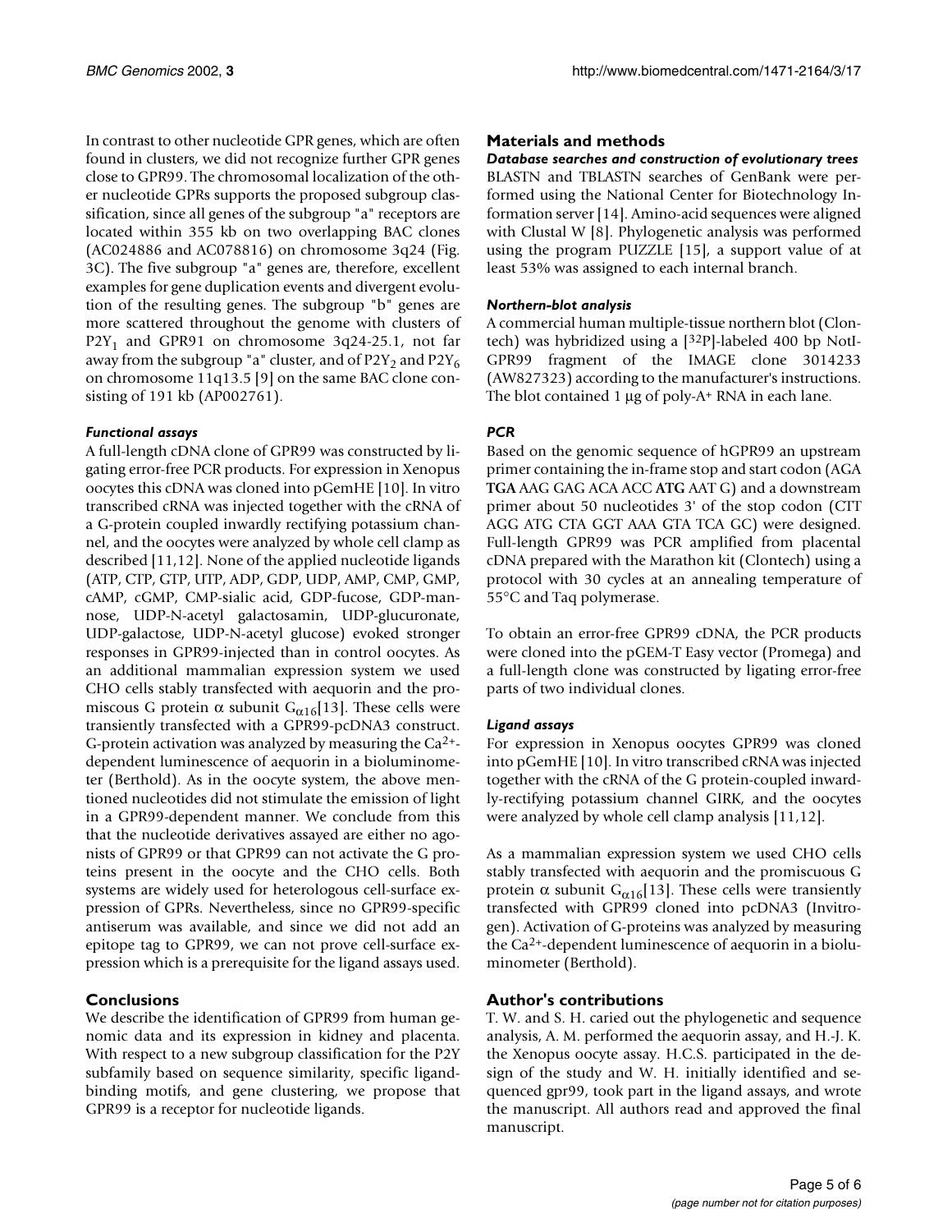In contrast to other nucleotide GPR genes, which are often found in clusters, we did not recognize further GPR genes close to GPR99. The chromosomal localization of the other nucleotide GPRs supports the proposed subgroup classification, since all genes of the subgroup "a" receptors are located within 355 kb on two overlapping BAC clones (AC024886 and AC078816) on chromosome 3q24 (Fig. 3C). The five subgroup "a" genes are, therefore, excellent examples for gene duplication events and divergent evolution of the resulting genes. The subgroup "b" genes are more scattered throughout the genome with clusters of $P2Y_1$ and GPR91 on chromosome 3q24-25.1, not far away from the subgroup "a" cluster, and of $P2Y_2$ and $P2Y_6$ on chromosome 11q13.5 [9] on the same BAC clone consisting of 191 kb (AP002761).

### *Functional assays*

A full-length cDNA clone of GPR99 was constructed by ligating error-free PCR products. For expression in Xenopus oocytes this cDNA was cloned into pGemHE [10]. In vitro transcribed cRNA was injected together with the cRNA of a G-protein coupled inwardly rectifying potassium channel, and the oocytes were analyzed by whole cell clamp as described [11,12]. None of the applied nucleotide ligands (ATP, CTP, GTP, UTP, ADP, GDP, UDP, AMP, CMP, GMP, cAMP, cGMP, CMP-sialic acid, GDP-fucose, GDP-mannose, UDP-N-acetyl galactosamin, UDP-glucuronate, UDP-galactose, UDP-N-acetyl glucose) evoked stronger responses in GPR99-injected than in control oocytes. As an additional mammalian expression system we used CHO cells stably transfected with aequorin and the promiscous G protein α subunit $G_{\alpha16}$[13]. These cells were transiently transfected with a GPR99-pcDNA3 construct. G-protein activation was analyzed by measuring the $Ca^{2+}$-dependent luminescence of aequorin in a bioluminometer (Berthold). As in the oocyte system, the above mentioned nucleotides did not stimulate the emission of light in a GPR99-dependent manner. We conclude from this that the nucleotide derivatives assayed are either no agonists of GPR99 or that GPR99 can not activate the G proteins present in the oocyte and the CHO cells. Both systems are widely used for heterologous cell-surface expression of GPRs. Nevertheless, since no GPR99-specific antiserum was available, and since we did not add an epitope tag to GPR99, we can not prove cell-surface expression which is a prerequisite for the ligand assays used.

## Conclusions

We describe the identification of GPR99 from human genomic data and its expression in kidney and placenta. With respect to a new subgroup classification for the P2Y subfamily based on sequence similarity, specific ligand-binding motifs, and gene clustering, we propose that GPR99 is a receptor for nucleotide ligands.

## Materials and methods

### *Database searches and construction of evolutionary trees*

BLASTN and TBLASTN searches of GenBank were performed using the National Center for Biotechnology Information server [14]. Amino-acid sequences were aligned with Clustal W [8]. Phylogenetic analysis was performed using the program PUZZLE [15], a support value of at least 53% was assigned to each internal branch.

### *Northern-blot analysis*

A commercial human multiple-tissue northern blot (Clontech) was hybridized using a [$^{32}$P]-labeled 400 bp NotI-GPR99 fragment of the IMAGE clone 3014233 (AW827323) according to the manufacturer's instructions. The blot contained 1 μg of poly-$A^+$ RNA in each lane.

### *PCR*

Based on the genomic sequence of hGPR99 an upstream primer containing the in-frame stop and start codon (AGA **TGA** AAG GAG ACA ACC **ATG** AAT G) and a downstream primer about 50 nucleotides 3' of the stop codon (CTT AGG ATG CTA GGT AAA GTA TCA GC) were designed. Full-length GPR99 was PCR amplified from placental cDNA prepared with the Marathon kit (Clontech) using a protocol with 30 cycles at an annealing temperature of 55°C and Taq polymerase.

To obtain an error-free GPR99 cDNA, the PCR products were cloned into the pGEM-T Easy vector (Promega) and a full-length clone was constructed by ligating error-free parts of two individual clones.

### *Ligand assays*

For expression in Xenopus oocytes GPR99 was cloned into pGemHE [10]. In vitro transcribed cRNA was injected together with the cRNA of the G protein-coupled inwardly-rectifying potassium channel GIRK, and the oocytes were analyzed by whole cell clamp analysis [11,12].

As a mammalian expression system we used CHO cells stably transfected with aequorin and the promiscuous G protein α subunit $G_{\alpha16}$[13]. These cells were transiently transfected with GPR99 cloned into pcDNA3 (Invitrogen). Activation of G-proteins was analyzed by measuring the $Ca^{2+}$-dependent luminescence of aequorin in a bioluminometer (Berthold).

## Author's contributions

T. W. and S. H. caried out the phylogenetic and sequence analysis, A. M. performed the aequorin assay, and H.-J. K. the Xenopus oocyte assay. H.C.S. participated in the design of the study and W. H. initially identified and sequenced gpr99, took part in the ligand assays, and wrote the manuscript. All authors read and approved the final manuscript.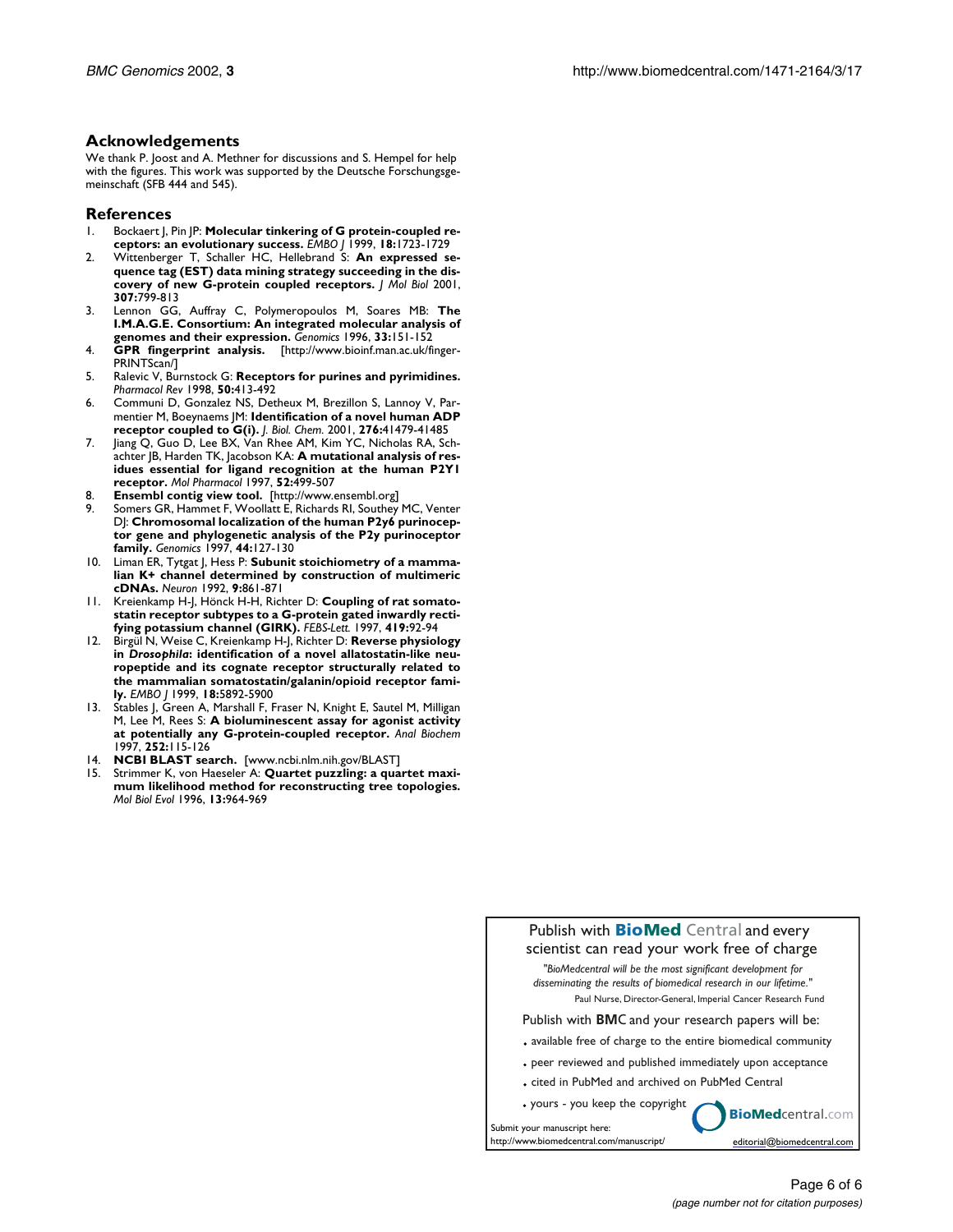## Acknowledgements

We thank P. Joost and A. Methner for discussions and S. Hempel for help with the figures. This work was supported by the Deutsche Forschungsgemeinschaft (SFB 444 and 545).

## References

1. Bockaert J, Pin JP: **Molecular tinkering of G protein-coupled receptors: an evolutionary success.** *EMBO J* 1999, **18:**1723-1729
2. Wittenberger T, Schaller HC, Hellebrand S: **An expressed sequence tag (EST) data mining strategy succeeding in the discovery of new G-protein coupled receptors.** *J Mol Biol* 2001, **307:**799-813
3. Lennon GG, Auffray C, Polymeropoulos M, Soares MB: **The I.M.A.G.E. Consortium: An integrated molecular analysis of genomes and their expression.** *Genomics* 1996, **33:**151-152
4. **GPR fingerprint analysis.** [http://www.bioinf.man.ac.uk/fingerPRINTScan/]
5. Ralevic V, Burnstock G: **Receptors for purines and pyrimidines.** *Pharmacol Rev* 1998, **50:**413-492
6. Communi D, Gonzalez NS, Detheux M, Brezillon S, Lannoy V, Parmentier M, Boeynaems JM: **Identification of a novel human ADP receptor coupled to G(i).** *J. Biol. Chem.* 2001, **276:**41479-41485
7. Jiang Q, Guo D, Lee BX, Van Rhee AM, Kim YC, Nicholas RA, Schachter JB, Harden TK, Jacobson KA: **A mutational analysis of residues essential for ligand recognition at the human P2Y1 receptor.** *Mol Pharmacol* 1997, **52:**499-507
8. **Ensembl contig view tool.** [http://www.ensembl.org]
9. Somers GR, Hammet F, Woollatt E, Richards RI, Southey MC, Venter DJ: **Chromosomal localization of the human P2y6 purinoceptor gene and phylogenetic analysis of the P2y purinoceptor family.** *Genomics* 1997, **44:**127-130
10. Liman ER, Tytgat J, Hess P: **Subunit stoichiometry of a mammalian K+ channel determined by construction of multimeric cDNAs.** *Neuron* 1992, **9:**861-871
11. Kreienkamp H-J, Hönck H-H, Richter D: **Coupling of rat somatostatin receptor subtypes to a G-protein gated inwardly rectifying potassium channel (GIRK).** *FEBS-Lett.* 1997, **419:**92-94
12. Birgül N, Weise C, Kreienkamp H-J, Richter D: **Reverse physiology in *Drosophila*: identification of a novel allatostatin-like neuropeptide and its cognate receptor structurally related to the mammalian somatostatin/galanin/opioid receptor family.** *EMBO J* 1999, **18:**5892-5900
13. Stables J, Green A, Marshall F, Fraser N, Knight E, Sautel M, Milligan M, Lee M, Rees S: **A bioluminescent assay for agonist activity at potentially any G-protein-coupled receptor.** *Anal Biochem* 1997, **252:**115-126
14. **NCBI BLAST search.** [www.ncbi.nlm.nih.gov/BLAST]
15. Strimmer K, von Haeseler A: **Quartet puzzling: a quartet maximum likelihood method for reconstructing tree topologies.** *Mol Biol Evol* 1996, **13:**964-969

Publish with **BioMed** Central and every scientist can read your work free of charge

*"BioMedcentral will be the most significant development for disseminating the results of biomedical research in our lifetime."*

Paul Nurse, Director-General, Imperial Cancer Research Fund

Publish with **BMC** and your research papers will be:

- available free of charge to the entire biomedical community
- peer reviewed and published immediately upon acceptance
- cited in PubMed and archived on PubMed Central
- yours - you keep the copyright

**BioMed**central.com

Submit your manuscript here:
http://www.biomedcentral.com/manuscript/

editorial@biomedcentral.com